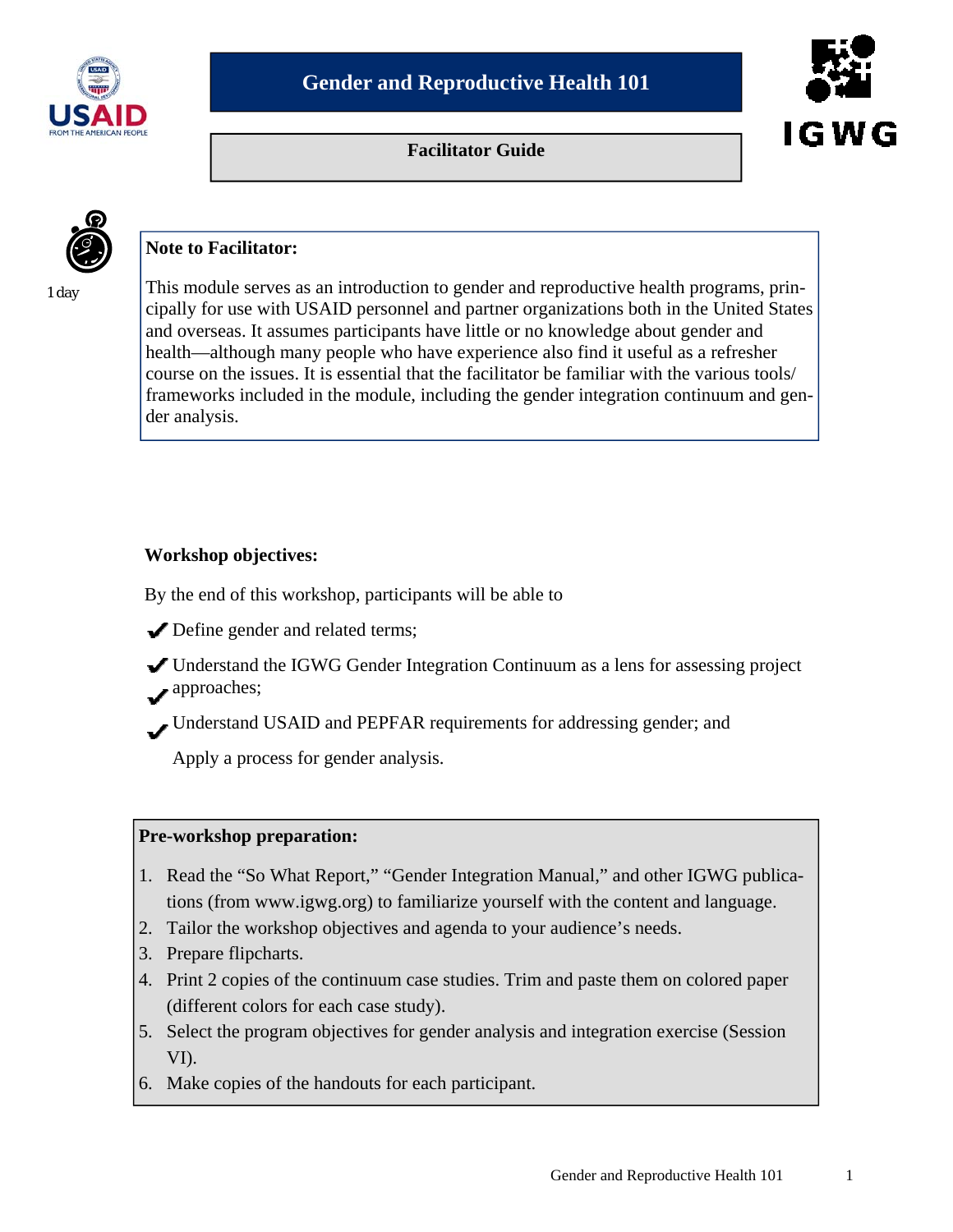# Gender and Reproductive Health 101

## Facilitator Guide

1 day

**Note to Facilitator:**

This module serves as an introduction to gender and reproductive health programs, principally for use with USAID personnel and partner organizations both in the United States and overseas. It assumes participants have little or no knowledge about gender and health—although many people who have experience also find it useful as a refresher course on the issues. It is essential that the facilitator be familiar with the various tools/ frameworks included in the module, including the gender integration continuum and gender analysis.

**Workshop objectives:**

By the end of this workshop, participants will be able to

- ✔ Define gender and related terms;
- ✔ Understand the IGWG Gender Integration Continuum as a lens for assessing project approaches;
- ✔ Understand USAID and PEPFAR requirements for addressing gender; and
- ✔ Apply a process for gender analysis.

**Pre-workshop preparation:**

1. Read the "So What Report," "Gender Integration Manual," and other IGWG publications (from www.igwg.org) to familiarize yourself with the content and language.
2. Tailor the workshop objectives and agenda to your audience's needs.
3. Prepare flipcharts.
4. Print 2 copies of the continuum case studies. Trim and paste them on colored paper (different colors for each case study).
5. Select the program objectives for gender analysis and integration exercise (Session VI).
6. Make copies of the handouts for each participant.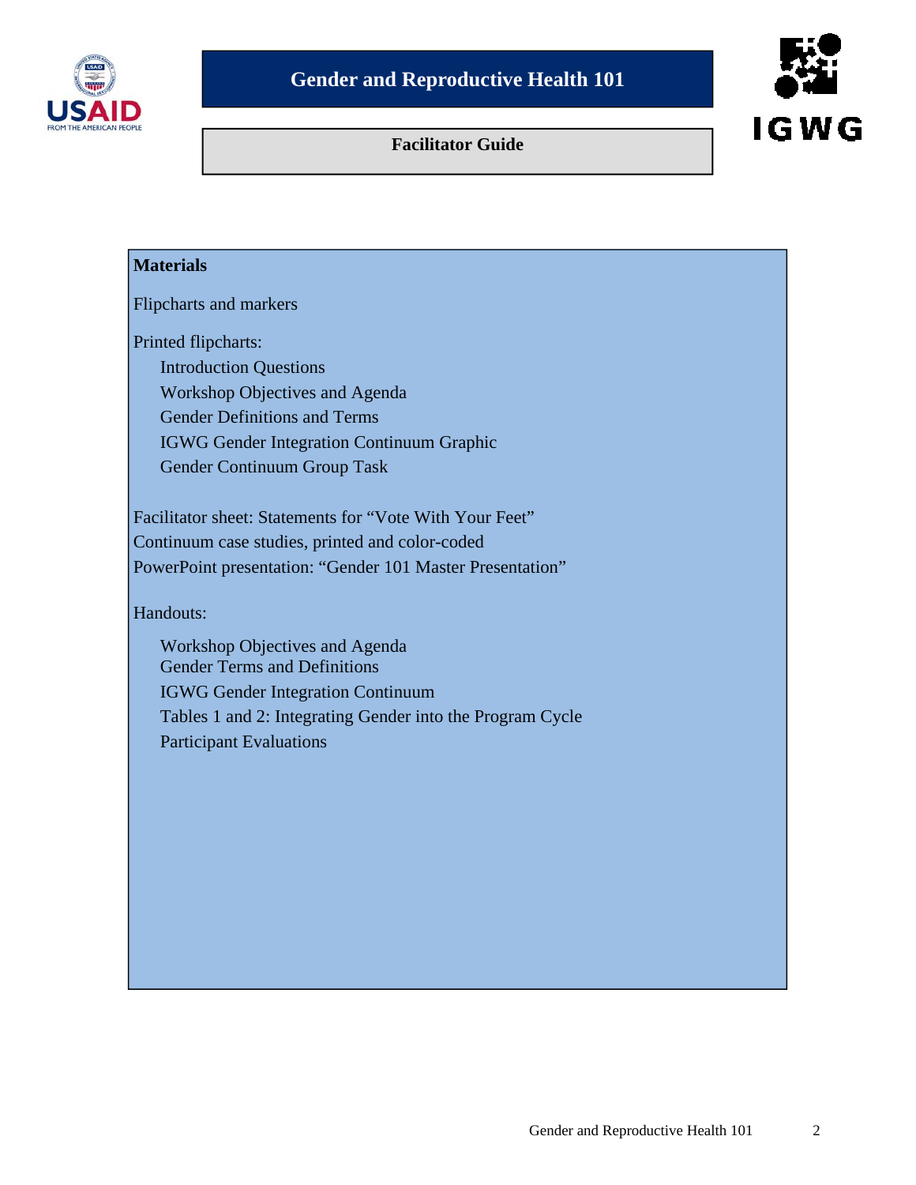**Gender and Reproductive Health 101**

**Facilitator Guide**

**Materials**

Flipcharts and markers

Printed flipcharts:

- Introduction Questions
- Workshop Objectives and Agenda
- Gender Definitions and Terms
- IGWG Gender Integration Continuum Graphic
- Gender Continuum Group Task

Facilitator sheet: Statements for "Vote With Your Feet"
Continuum case studies, printed and color-coded
PowerPoint presentation: "Gender 101 Master Presentation"

Handouts:

- Workshop Objectives and Agenda
- Gender Terms and Definitions
- IGWG Gender Integration Continuum
- Tables 1 and 2: Integrating Gender into the Program Cycle
- Participant Evaluations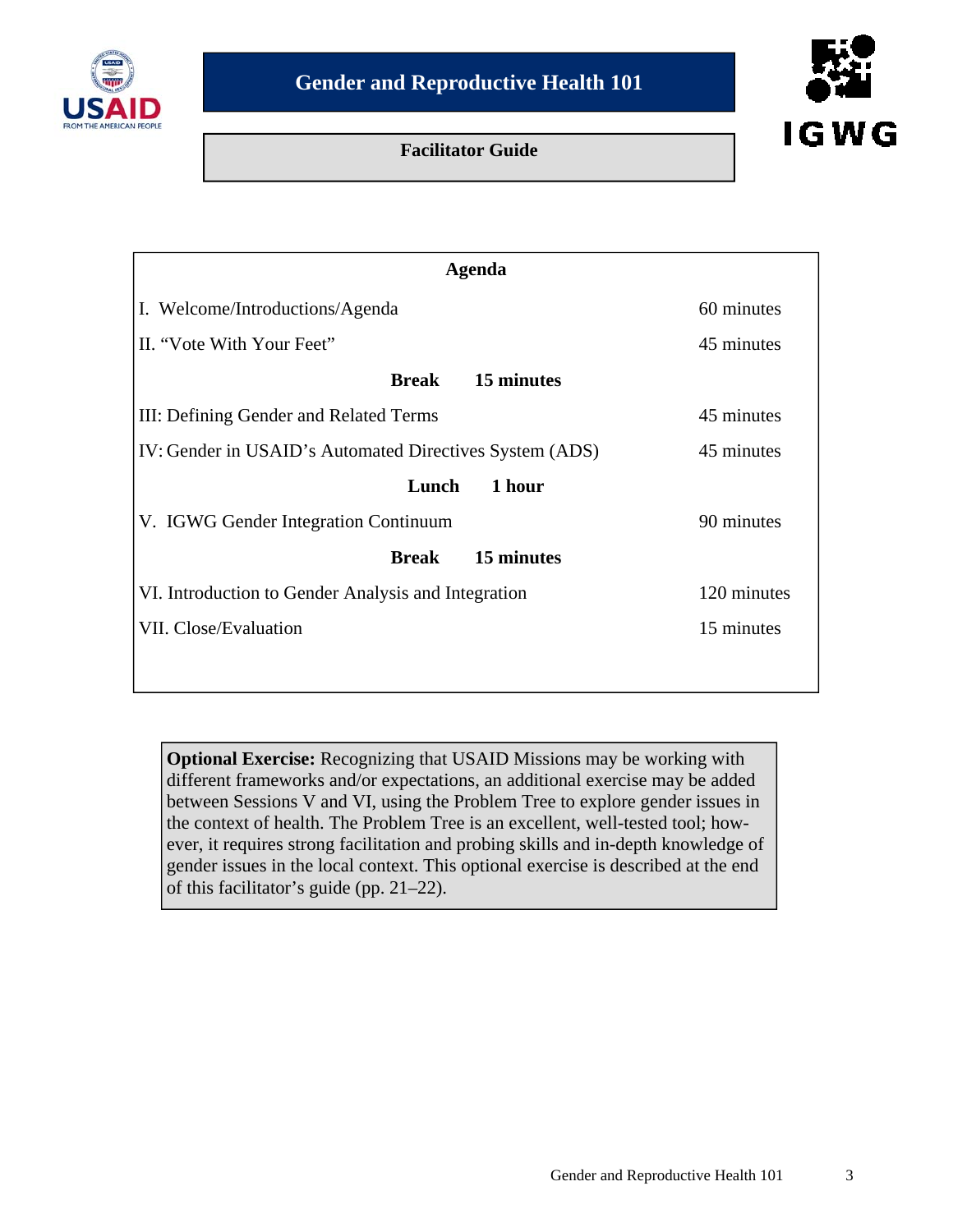# Gender and Reproductive Health 101

## Facilitator Guide

| Agenda | |
|---|---|
| I. Welcome/Introductions/Agenda | 60 minutes |
| II. "Vote With Your Feet" | 45 minutes |
| **Break** | **15 minutes** |
| III: Defining Gender and Related Terms | 45 minutes |
| IV: Gender in USAID's Automated Directives System (ADS) | 45 minutes |
| **Lunch** | **1 hour** |
| V. IGWG Gender Integration Continuum | 90 minutes |
| **Break** | **15 minutes** |
| VI. Introduction to Gender Analysis and Integration | 120 minutes |
| VII. Close/Evaluation | 15 minutes |

**Optional Exercise:** Recognizing that USAID Missions may be working with different frameworks and/or expectations, an additional exercise may be added between Sessions V and VI, using the Problem Tree to explore gender issues in the context of health. The Problem Tree is an excellent, well-tested tool; however, it requires strong facilitation and probing skills and in-depth knowledge of gender issues in the local context. This optional exercise is described at the end of this facilitator's guide (pp. 21–22).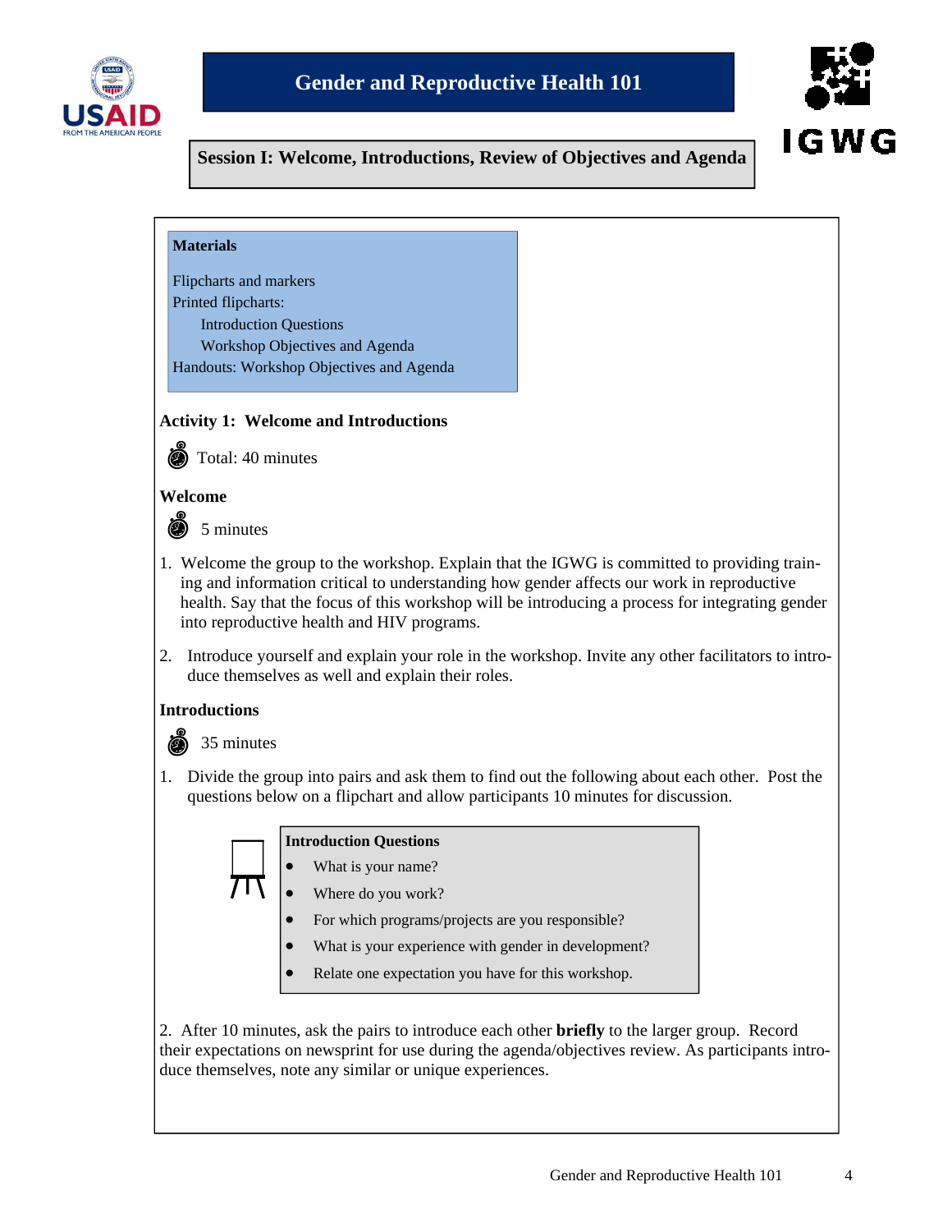## Session I: Welcome, Introductions, Review of Objectives and Agenda

**Materials**

Flipcharts and markers
Printed flipcharts:
- Introduction Questions
- Workshop Objectives and Agenda

Handouts: Workshop Objectives and Agenda

### Activity 1: Welcome and Introductions

Total: 40 minutes

#### Welcome

5 minutes

1. Welcome the group to the workshop. Explain that the IGWG is committed to providing training and information critical to understanding how gender affects our work in reproductive health. Say that the focus of this workshop will be introducing a process for integrating gender into reproductive health and HIV programs.

2. Introduce yourself and explain your role in the workshop. Invite any other facilitators to introduce themselves as well and explain their roles.

#### Introductions

35 minutes

1. Divide the group into pairs and ask them to find out the following about each other. Post the questions below on a flipchart and allow participants 10 minutes for discussion.

**Introduction Questions**
- What is your name?
- Where do you work?
- For which programs/projects are you responsible?
- What is your experience with gender in development?
- Relate one expectation you have for this workshop.

2. After 10 minutes, ask the pairs to introduce each other **briefly** to the larger group. Record their expectations on newsprint for use during the agenda/objectives review. As participants introduce themselves, note any similar or unique experiences.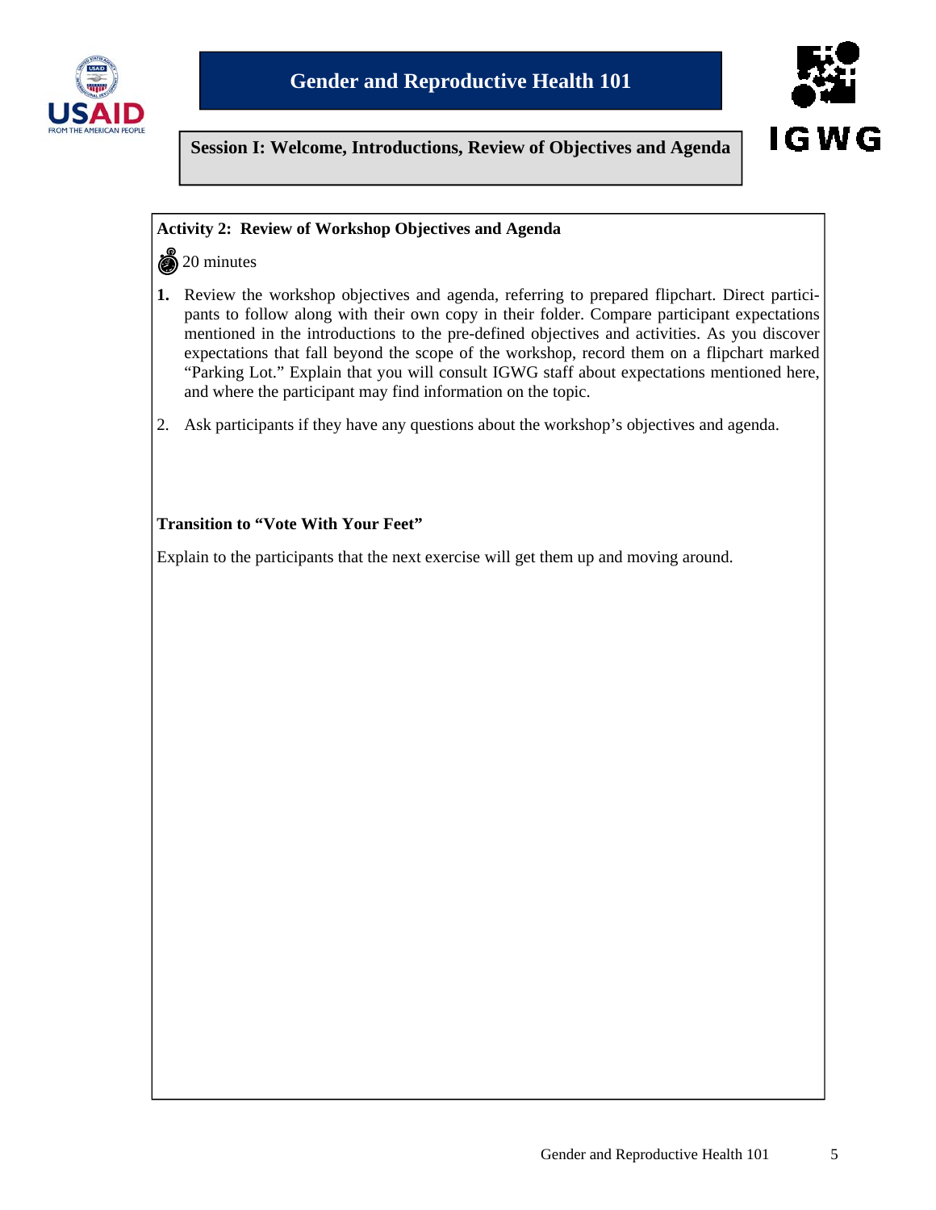# Gender and Reproductive Health 101

## Session I: Welcome, Introductions, Review of Objectives and Agenda

### Activity 2: Review of Workshop Objectives and Agenda

20 minutes

1. Review the workshop objectives and agenda, referring to prepared flipchart. Direct participants to follow along with their own copy in their folder. Compare participant expectations mentioned in the introductions to the pre-defined objectives and activities. As you discover expectations that fall beyond the scope of the workshop, record them on a flipchart marked "Parking Lot." Explain that you will consult IGWG staff about expectations mentioned here, and where the participant may find information on the topic.

2. Ask participants if they have any questions about the workshop's objectives and agenda.

**Transition to "Vote With Your Feet"**

Explain to the participants that the next exercise will get them up and moving around.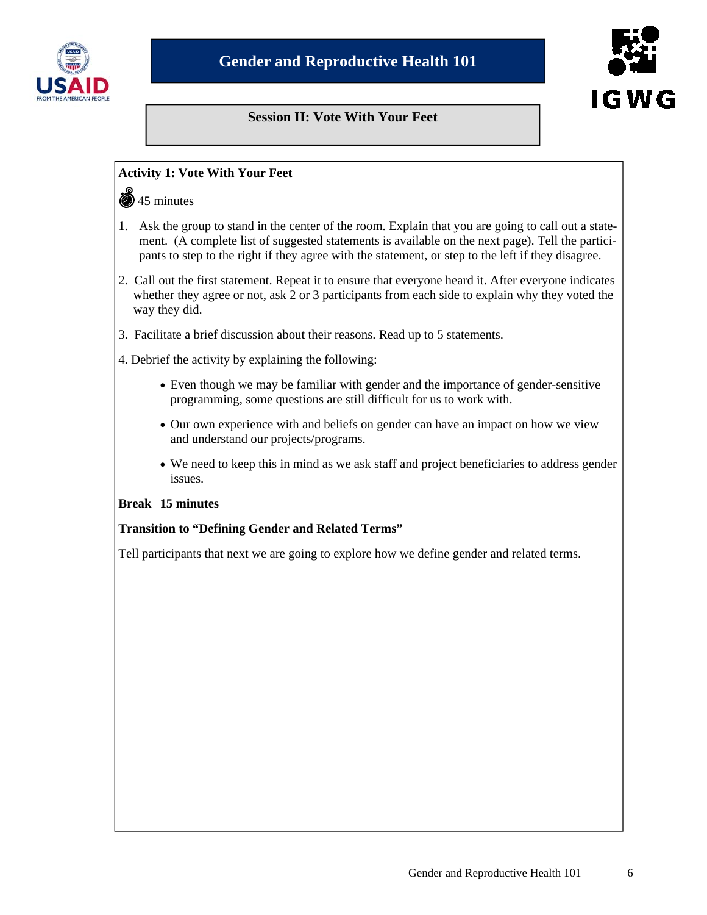# Gender and Reproductive Health 101

## Session II: Vote With Your Feet

### Activity 1: Vote With Your Feet

45 minutes

1. Ask the group to stand in the center of the room. Explain that you are going to call out a statement. (A complete list of suggested statements is available on the next page). Tell the participants to step to the right if they agree with the statement, or step to the left if they disagree.
2. Call out the first statement. Repeat it to ensure that everyone heard it. After everyone indicates whether they agree or not, ask 2 or 3 participants from each side to explain why they voted the way they did.
3. Facilitate a brief discussion about their reasons. Read up to 5 statements.
4. Debrief the activity by explaining the following:
   - Even though we may be familiar with gender and the importance of gender-sensitive programming, some questions are still difficult for us to work with.
   - Our own experience with and beliefs on gender can have an impact on how we view and understand our projects/programs.
   - We need to keep this in mind as we ask staff and project beneficiaries to address gender issues.

**Break 15 minutes**

**Transition to "Defining Gender and Related Terms"**

Tell participants that next we are going to explore how we define gender and related terms.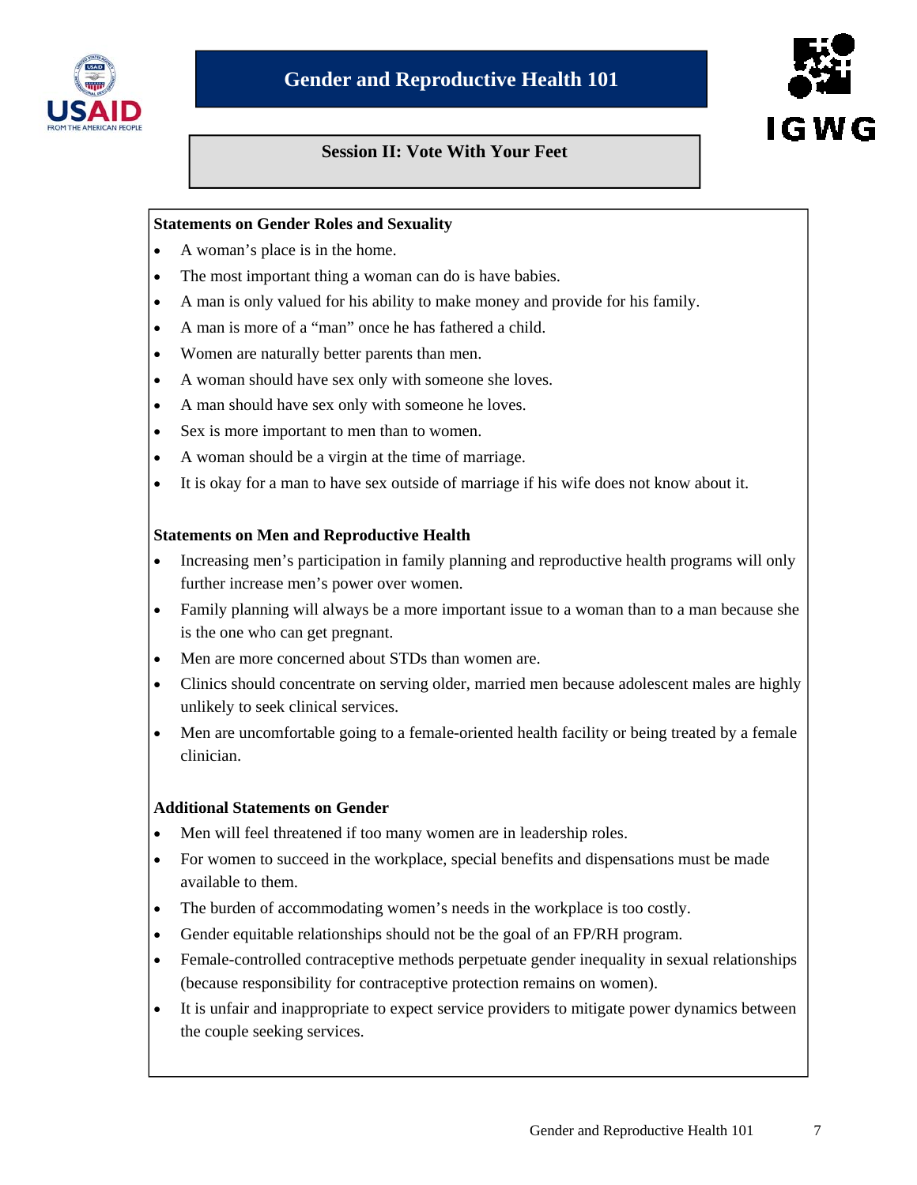# Gender and Reproductive Health 101

## Session II: Vote With Your Feet

**Statements on Gender Roles and Sexuality**

- A woman's place is in the home.
- The most important thing a woman can do is have babies.
- A man is only valued for his ability to make money and provide for his family.
- A man is more of a "man" once he has fathered a child.
- Women are naturally better parents than men.
- A woman should have sex only with someone she loves.
- A man should have sex only with someone he loves.
- Sex is more important to men than to women.
- A woman should be a virgin at the time of marriage.
- It is okay for a man to have sex outside of marriage if his wife does not know about it.

**Statements on Men and Reproductive Health**

- Increasing men's participation in family planning and reproductive health programs will only further increase men's power over women.
- Family planning will always be a more important issue to a woman than to a man because she is the one who can get pregnant.
- Men are more concerned about STDs than women are.
- Clinics should concentrate on serving older, married men because adolescent males are highly unlikely to seek clinical services.
- Men are uncomfortable going to a female-oriented health facility or being treated by a female clinician.

**Additional Statements on Gender**

- Men will feel threatened if too many women are in leadership roles.
- For women to succeed in the workplace, special benefits and dispensations must be made available to them.
- The burden of accommodating women's needs in the workplace is too costly.
- Gender equitable relationships should not be the goal of an FP/RH program.
- Female-controlled contraceptive methods perpetuate gender inequality in sexual relationships (because responsibility for contraceptive protection remains on women).
- It is unfair and inappropriate to expect service providers to mitigate power dynamics between the couple seeking services.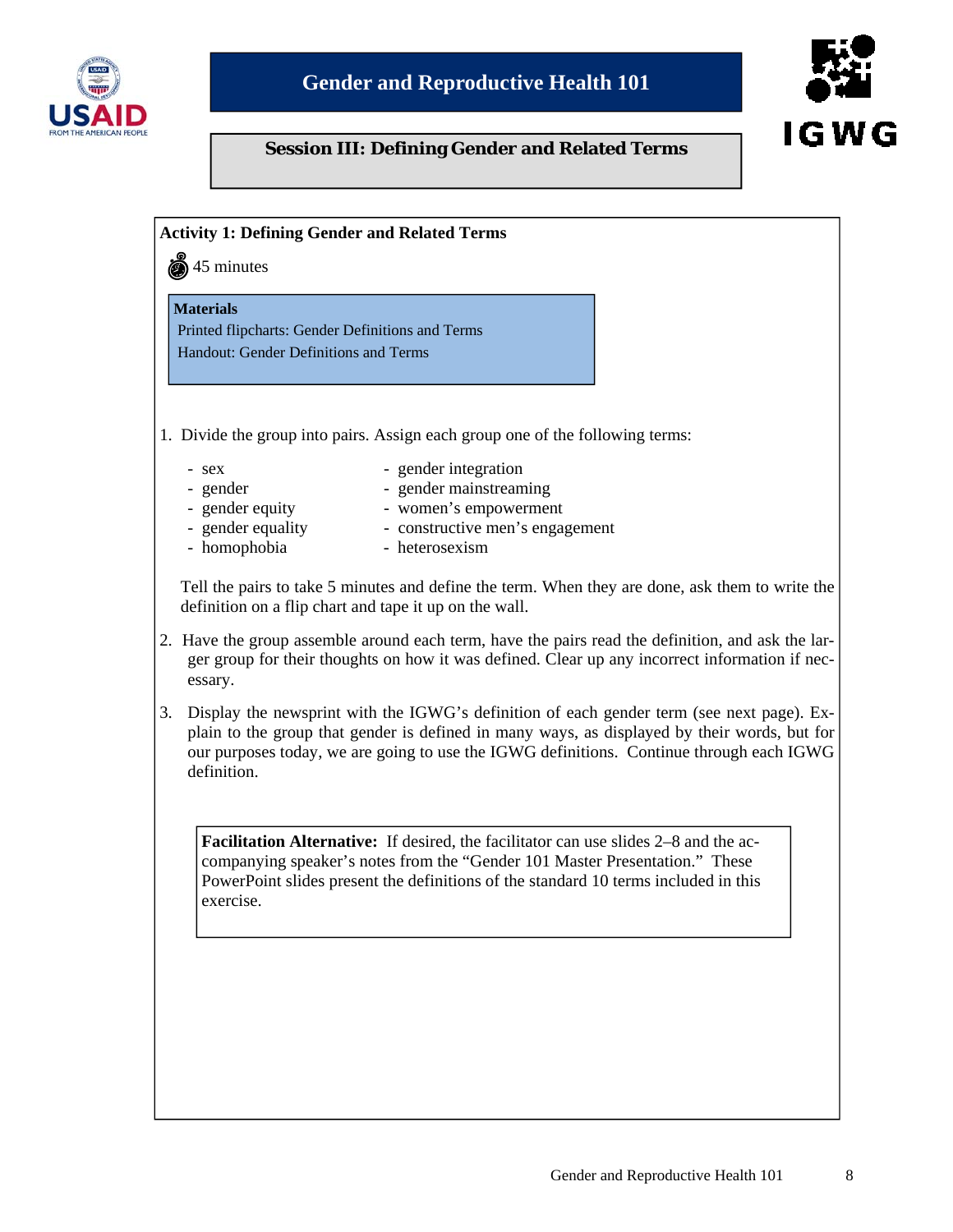# Gender and Reproductive Health 101

## Session III: Defining Gender and Related Terms

### Activity 1: Defining Gender and Related Terms

45 minutes

**Materials**

Printed flipcharts: Gender Definitions and Terms

Handout: Gender Definitions and Terms

1. Divide the group into pairs. Assign each group one of the following terms:

   - sex
   - gender
   - gender equity
   - gender equality
   - homophobia
   - gender integration
   - gender mainstreaming
   - women's empowerment
   - constructive men's engagement
   - heterosexism

   Tell the pairs to take 5 minutes and define the term. When they are done, ask them to write the definition on a flip chart and tape it up on the wall.

2. Have the group assemble around each term, have the pairs read the definition, and ask the larger group for their thoughts on how it was defined. Clear up any incorrect information if necessary.

3. Display the newsprint with the IGWG's definition of each gender term (see next page). Explain to the group that gender is defined in many ways, as displayed by their words, but for our purposes today, we are going to use the IGWG definitions. Continue through each IGWG definition.

**Facilitation Alternative:** If desired, the facilitator can use slides 2–8 and the accompanying speaker's notes from the "Gender 101 Master Presentation." These PowerPoint slides present the definitions of the standard 10 terms included in this exercise.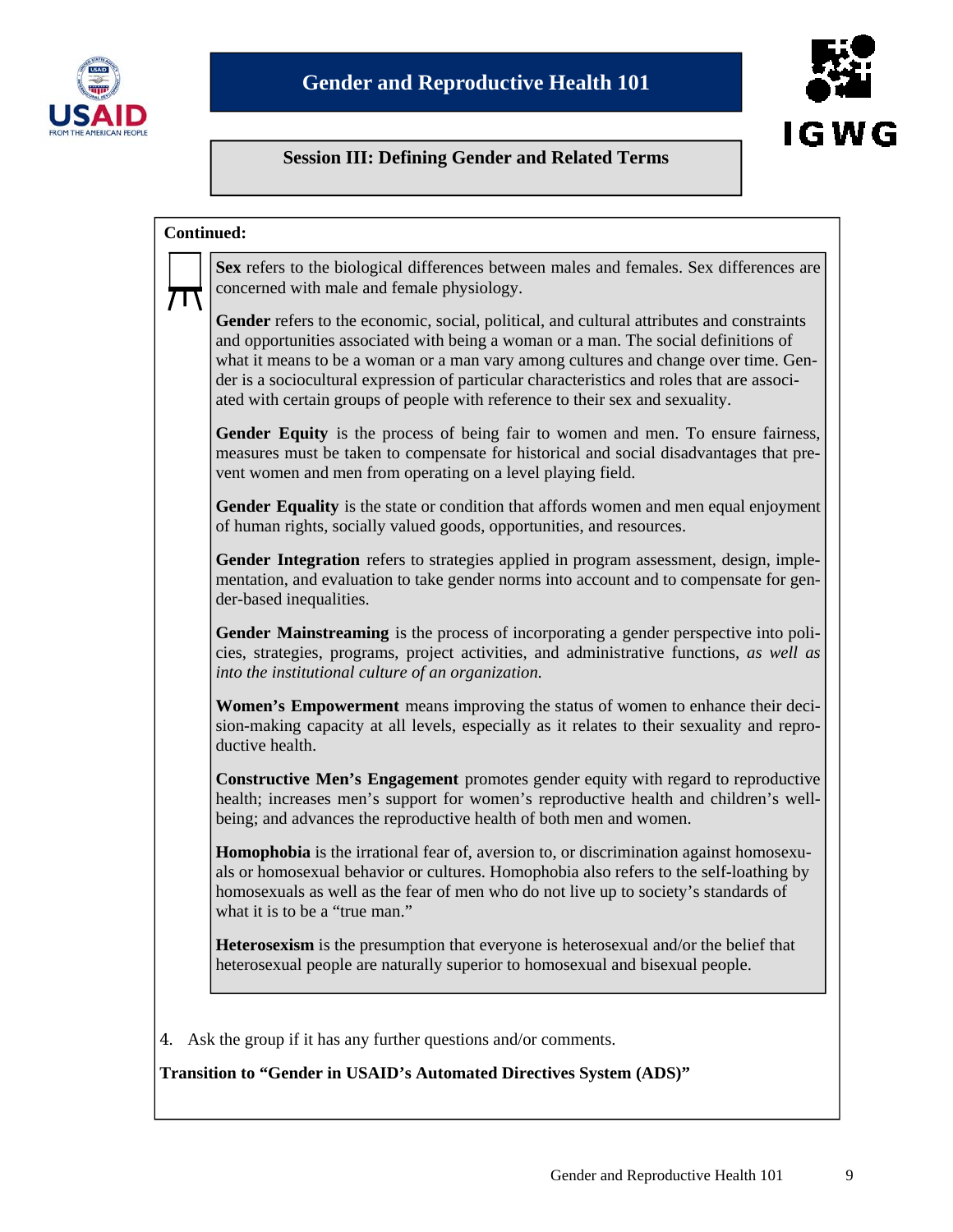## Session III: Defining Gender and Related Terms

**Continued:**

**Sex** refers to the biological differences between males and females. Sex differences are concerned with male and female physiology.

**Gender** refers to the economic, social, political, and cultural attributes and constraints and opportunities associated with being a woman or a man. The social definitions of what it means to be a woman or a man vary among cultures and change over time. Gender is a sociocultural expression of particular characteristics and roles that are associated with certain groups of people with reference to their sex and sexuality.

**Gender Equity** is the process of being fair to women and men. To ensure fairness, measures must be taken to compensate for historical and social disadvantages that prevent women and men from operating on a level playing field.

**Gender Equality** is the state or condition that affords women and men equal enjoyment of human rights, socially valued goods, opportunities, and resources.

**Gender Integration** refers to strategies applied in program assessment, design, implementation, and evaluation to take gender norms into account and to compensate for gender-based inequalities.

**Gender Mainstreaming** is the process of incorporating a gender perspective into policies, strategies, programs, project activities, and administrative functions, *as well as into the institutional culture of an organization.*

**Women's Empowerment** means improving the status of women to enhance their decision-making capacity at all levels, especially as it relates to their sexuality and reproductive health.

**Constructive Men's Engagement** promotes gender equity with regard to reproductive health; increases men's support for women's reproductive health and children's well-being; and advances the reproductive health of both men and women.

**Homophobia** is the irrational fear of, aversion to, or discrimination against homosexuals or homosexual behavior or cultures. Homophobia also refers to the self-loathing by homosexuals as well as the fear of men who do not live up to society's standards of what it is to be a "true man."

**Heterosexism** is the presumption that everyone is heterosexual and/or the belief that heterosexual people are naturally superior to homosexual and bisexual people.

4. Ask the group if it has any further questions and/or comments.

**Transition to "Gender in USAID's Automated Directives System (ADS)"**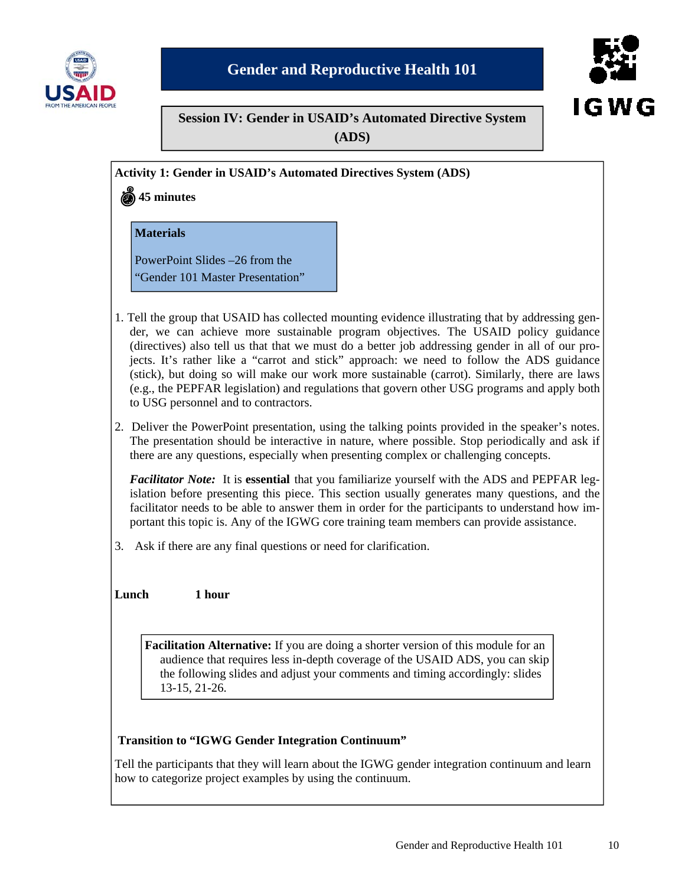# Gender and Reproductive Health 101

## Session IV: Gender in USAID's Automated Directive System (ADS)

### Activity 1: Gender in USAID's Automated Directives System (ADS)

**45 minutes**

**Materials**

PowerPoint Slides –26 from the "Gender 101 Master Presentation"

1. Tell the group that USAID has collected mounting evidence illustrating that by addressing gender, we can achieve more sustainable program objectives. The USAID policy guidance (directives) also tell us that that we must do a better job addressing gender in all of our projects. It's rather like a "carrot and stick" approach: we need to follow the ADS guidance (stick), but doing so will make our work more sustainable (carrot). Similarly, there are laws (e.g., the PEPFAR legislation) and regulations that govern other USG programs and apply both to USG personnel and to contractors.

2. Deliver the PowerPoint presentation, using the talking points provided in the speaker's notes. The presentation should be interactive in nature, where possible. Stop periodically and ask if there are any questions, especially when presenting complex or challenging concepts.

   ***Facilitator Note:*** It is **essential** that you familiarize yourself with the ADS and PEPFAR legislation before presenting this piece. This section usually generates many questions, and the facilitator needs to be able to answer them in order for the participants to understand how important this topic is. Any of the IGWG core training team members can provide assistance.

3. Ask if there are any final questions or need for clarification.

**Lunch 1 hour**

**Facilitation Alternative:** If you are doing a shorter version of this module for an audience that requires less in-depth coverage of the USAID ADS, you can skip the following slides and adjust your comments and timing accordingly: slides 13-15, 21-26.

**Transition to "IGWG Gender Integration Continuum"**

Tell the participants that they will learn about the IGWG gender integration continuum and learn how to categorize project examples by using the continuum.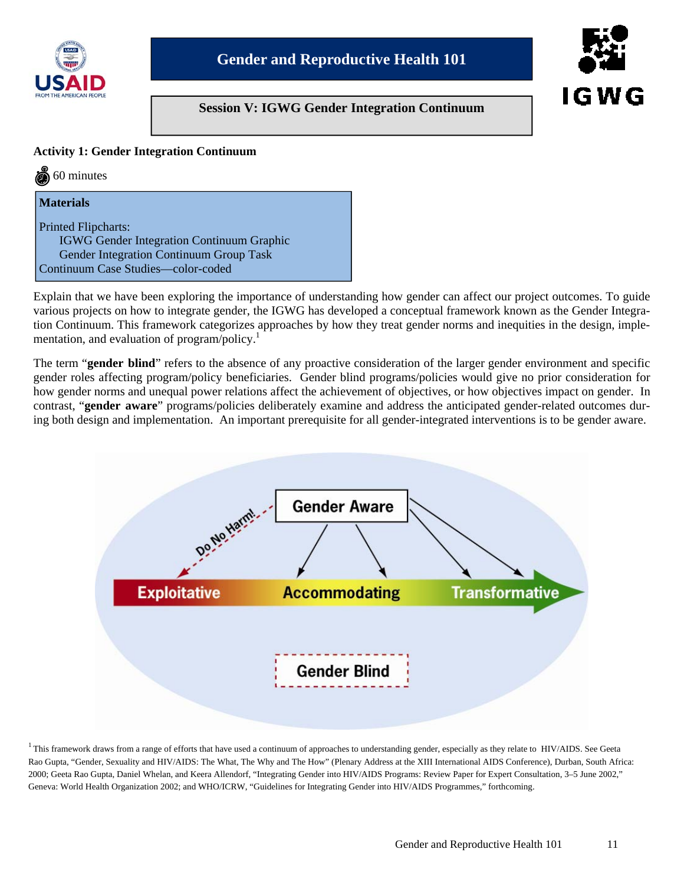# Gender and Reproductive Health 101

## Session V: IGWG Gender Integration Continuum

### Activity 1: Gender Integration Continuum

60 minutes

**Materials**

Printed Flipcharts:
- IGWG Gender Integration Continuum Graphic
- Gender Integration Continuum Group Task

Continuum Case Studies—color-coded

Explain that we have been exploring the importance of understanding how gender can affect our project outcomes. To guide various projects on how to integrate gender, the IGWG has developed a conceptual framework known as the Gender Integration Continuum. This framework categorizes approaches by how they treat gender norms and inequities in the design, implementation, and evaluation of program/policy.[1]

The term "**gender blind**" refers to the absence of any proactive consideration of the larger gender environment and specific gender roles affecting program/policy beneficiaries. Gender blind programs/policies would give no prior consideration for how gender norms and unequal power relations affect the achievement of objectives, or how objectives impact on gender. In contrast, "**gender aware**" programs/policies deliberately examine and address the anticipated gender-related outcomes during both design and implementation. An important prerequisite for all gender-integrated interventions is to be gender aware.

Gender Aware

Do No Harm!

Exploitative — Accommodating — Transformative

Gender Blind

[1] This framework draws from a range of efforts that have used a continuum of approaches to understanding gender, especially as they relate to HIV/AIDS. See Geeta Rao Gupta, "Gender, Sexuality and HIV/AIDS: The What, The Why and The How" (Plenary Address at the XIII International AIDS Conference), Durban, South Africa: 2000; Geeta Rao Gupta, Daniel Whelan, and Keera Allendorf, "Integrating Gender into HIV/AIDS Programs: Review Paper for Expert Consultation, 3–5 June 2002," Geneva: World Health Organization 2002; and WHO/ICRW, "Guidelines for Integrating Gender into HIV/AIDS Programmes," forthcoming.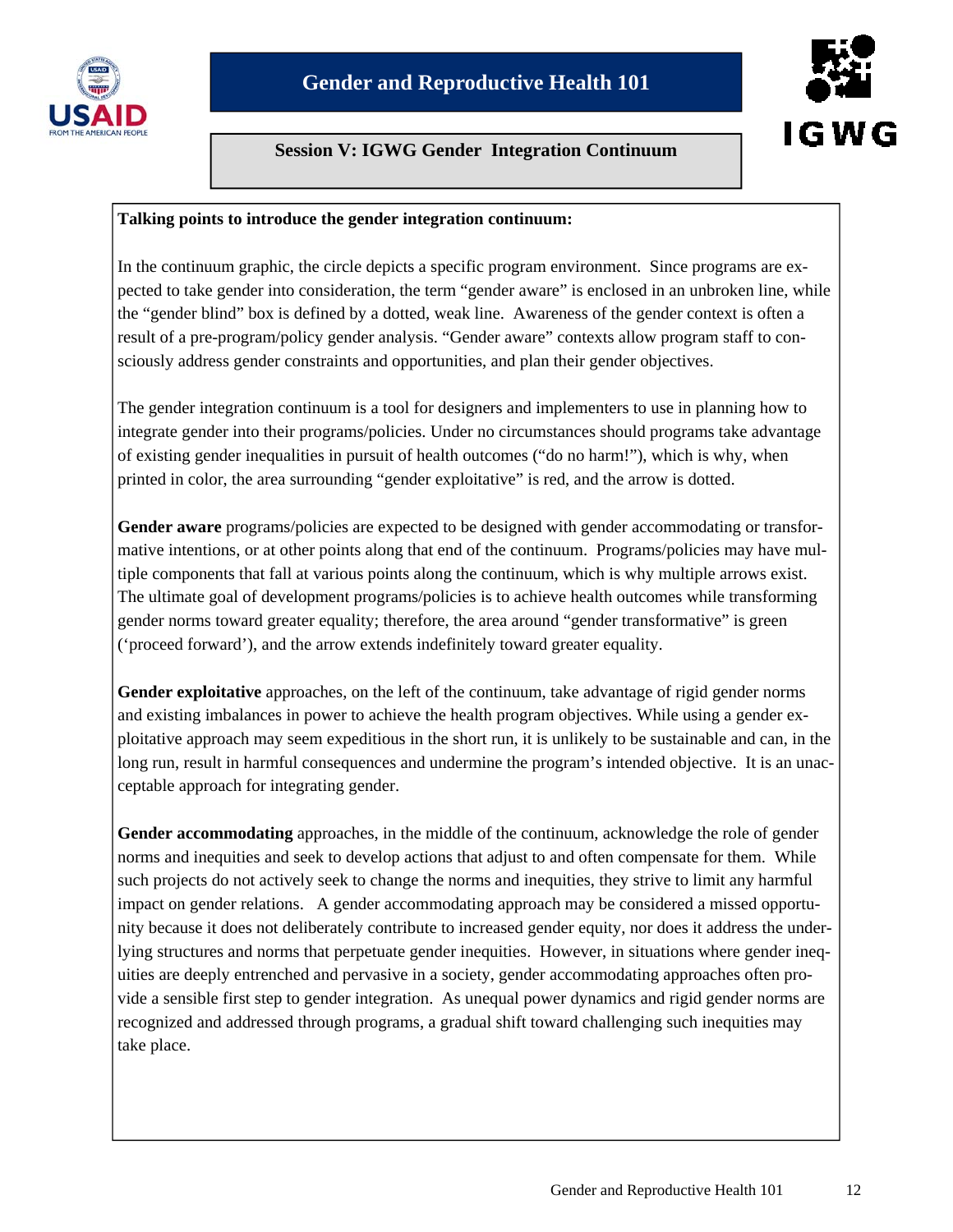# Gender and Reproductive Health 101

## Session V: IGWG Gender Integration Continuum

**Talking points to introduce the gender integration continuum:**

In the continuum graphic, the circle depicts a specific program environment. Since programs are expected to take gender into consideration, the term "gender aware" is enclosed in an unbroken line, while the "gender blind" box is defined by a dotted, weak line. Awareness of the gender context is often a result of a pre-program/policy gender analysis. "Gender aware" contexts allow program staff to consciously address gender constraints and opportunities, and plan their gender objectives.

The gender integration continuum is a tool for designers and implementers to use in planning how to integrate gender into their programs/policies. Under no circumstances should programs take advantage of existing gender inequalities in pursuit of health outcomes ("do no harm!"), which is why, when printed in color, the area surrounding "gender exploitative" is red, and the arrow is dotted.

**Gender aware** programs/policies are expected to be designed with gender accommodating or transformative intentions, or at other points along that end of the continuum. Programs/policies may have multiple components that fall at various points along the continuum, which is why multiple arrows exist. The ultimate goal of development programs/policies is to achieve health outcomes while transforming gender norms toward greater equality; therefore, the area around "gender transformative" is green ('proceed forward'), and the arrow extends indefinitely toward greater equality.

**Gender exploitative** approaches, on the left of the continuum, take advantage of rigid gender norms and existing imbalances in power to achieve the health program objectives. While using a gender exploitative approach may seem expeditious in the short run, it is unlikely to be sustainable and can, in the long run, result in harmful consequences and undermine the program's intended objective. It is an unacceptable approach for integrating gender.

**Gender accommodating** approaches, in the middle of the continuum, acknowledge the role of gender norms and inequities and seek to develop actions that adjust to and often compensate for them. While such projects do not actively seek to change the norms and inequities, they strive to limit any harmful impact on gender relations. A gender accommodating approach may be considered a missed opportunity because it does not deliberately contribute to increased gender equity, nor does it address the underlying structures and norms that perpetuate gender inequities. However, in situations where gender inequities are deeply entrenched and pervasive in a society, gender accommodating approaches often provide a sensible first step to gender integration. As unequal power dynamics and rigid gender norms are recognized and addressed through programs, a gradual shift toward challenging such inequities may take place.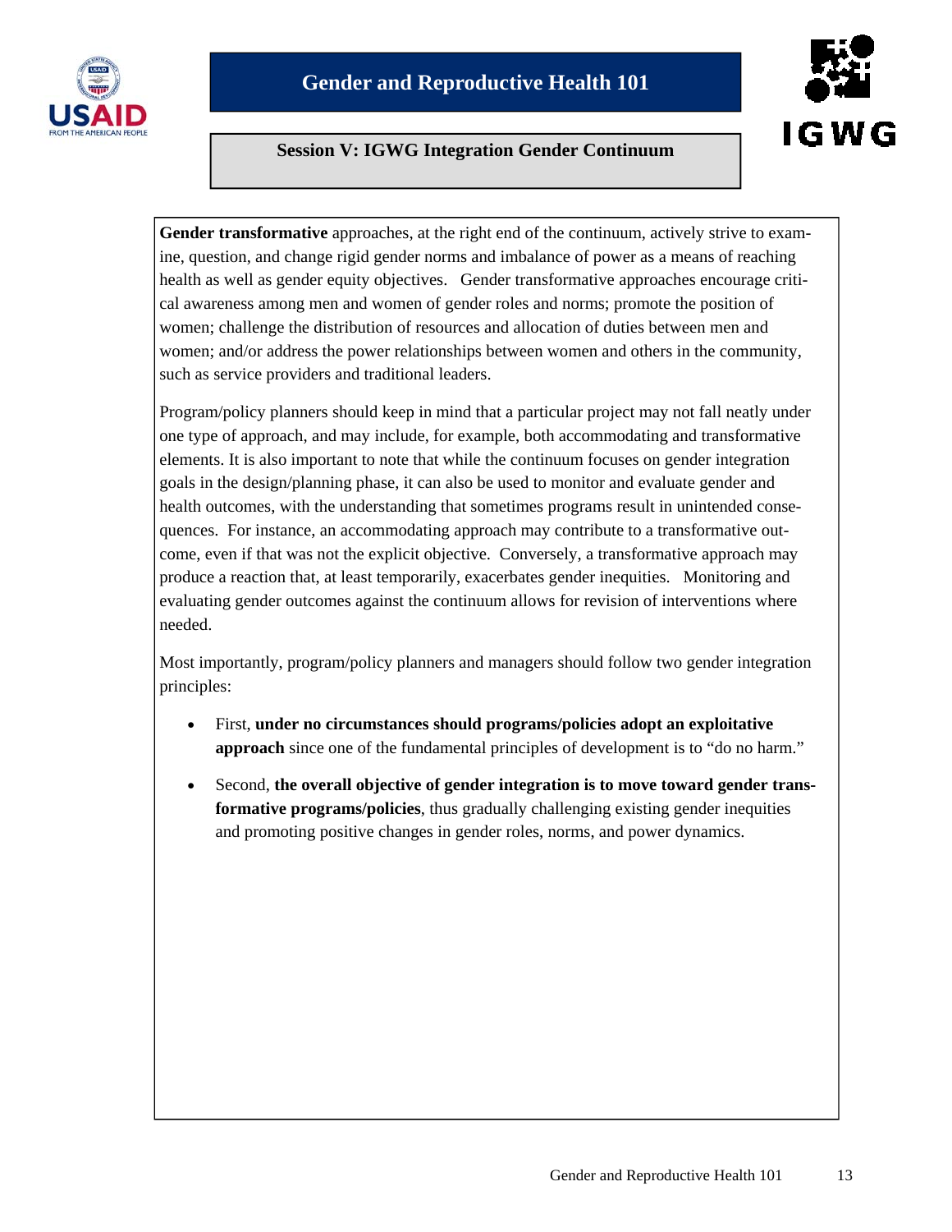**Session V: IGWG Integration Gender Continuum**

**Gender transformative** approaches, at the right end of the continuum, actively strive to examine, question, and change rigid gender norms and imbalance of power as a means of reaching health as well as gender equity objectives. Gender transformative approaches encourage critical awareness among men and women of gender roles and norms; promote the position of women; challenge the distribution of resources and allocation of duties between men and women; and/or address the power relationships between women and others in the community, such as service providers and traditional leaders.

Program/policy planners should keep in mind that a particular project may not fall neatly under one type of approach, and may include, for example, both accommodating and transformative elements. It is also important to note that while the continuum focuses on gender integration goals in the design/planning phase, it can also be used to monitor and evaluate gender and health outcomes, with the understanding that sometimes programs result in unintended consequences. For instance, an accommodating approach may contribute to a transformative outcome, even if that was not the explicit objective. Conversely, a transformative approach may produce a reaction that, at least temporarily, exacerbates gender inequities. Monitoring and evaluating gender outcomes against the continuum allows for revision of interventions where needed.

Most importantly, program/policy planners and managers should follow two gender integration principles:

- First, **under no circumstances should programs/policies adopt an exploitative approach** since one of the fundamental principles of development is to "do no harm."
- Second, **the overall objective of gender integration is to move toward gender transformative programs/policies**, thus gradually challenging existing gender inequities and promoting positive changes in gender roles, norms, and power dynamics.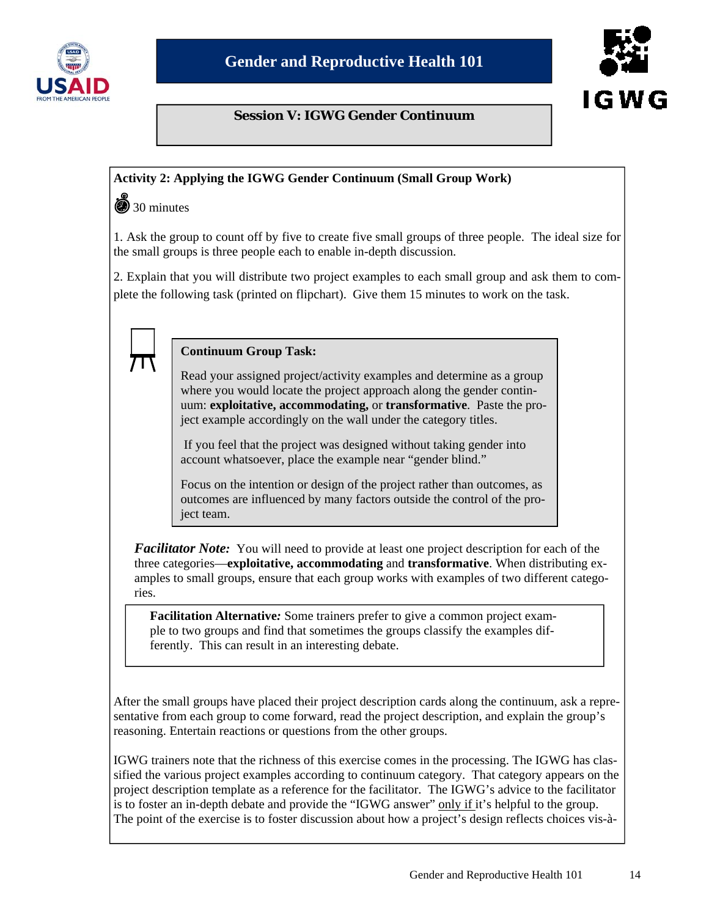**Session V: IGWG Gender Continuum**

**Activity 2: Applying the IGWG Gender Continuum (Small Group Work)**

30 minutes

1. Ask the group to count off by five to create five small groups of three people. The ideal size for the small groups is three people each to enable in-depth discussion.

2. Explain that you will distribute two project examples to each small group and ask them to complete the following task (printed on flipchart). Give them 15 minutes to work on the task.

> **Continuum Group Task:**
>
> Read your assigned project/activity examples and determine as a group where you would locate the project approach along the gender continuum: **exploitative, accommodating,** or **transformative**. Paste the project example accordingly on the wall under the category titles.
>
> If you feel that the project was designed without taking gender into account whatsoever, place the example near "gender blind."
>
> Focus on the intention or design of the project rather than outcomes, as outcomes are influenced by many factors outside the control of the project team.

***Facilitator Note:*** You will need to provide at least one project description for each of the three categories—**exploitative, accommodating** and **transformative**. When distributing examples to small groups, ensure that each group works with examples of two different categories.

> **Facilitation Alternative*:*** Some trainers prefer to give a common project example to two groups and find that sometimes the groups classify the examples differently. This can result in an interesting debate.

After the small groups have placed their project description cards along the continuum, ask a representative from each group to come forward, read the project description, and explain the group's reasoning. Entertain reactions or questions from the other groups.

IGWG trainers note that the richness of this exercise comes in the processing. The IGWG has classified the various project examples according to continuum category. That category appears on the project description template as a reference for the facilitator. The IGWG's advice to the facilitator is to foster an in-depth debate and provide the "IGWG answer" <u>only if</u> it's helpful to the group. The point of the exercise is to foster discussion about how a project's design reflects choices vis-à-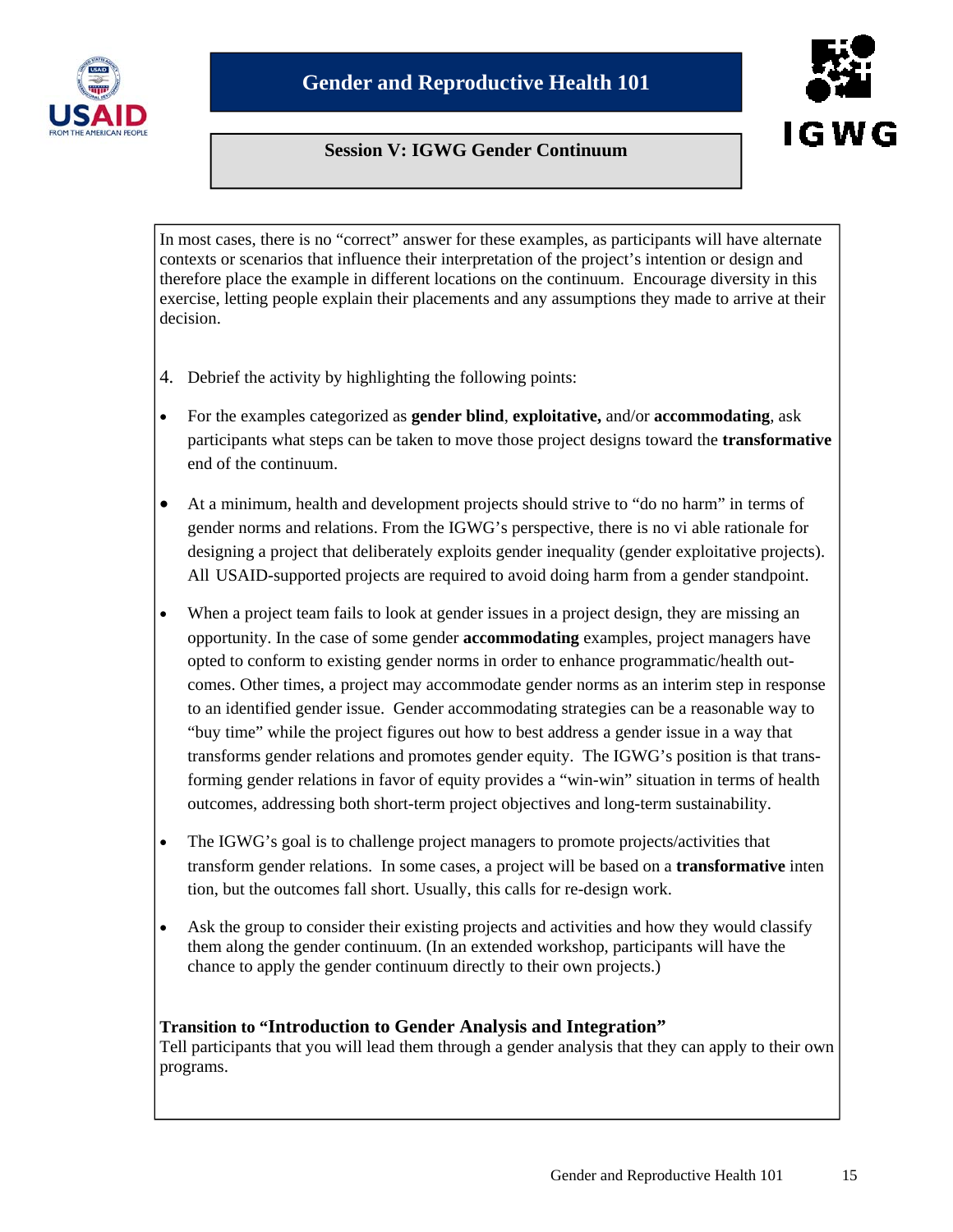In most cases, there is no "correct" answer for these examples, as participants will have alternate contexts or scenarios that influence their interpretation of the project's intention or design and therefore place the example in different locations on the continuum. Encourage diversity in this exercise, letting people explain their placements and any assumptions they made to arrive at their decision.

4. Debrief the activity by highlighting the following points:

- For the examples categorized as **gender blind**, **exploitative,** and/or **accommodating**, ask participants what steps can be taken to move those project designs toward the **transformative** end of the continuum.

- At a minimum, health and development projects should strive to "do no harm" in terms of gender norms and relations. From the IGWG's perspective, there is no vi able rationale for designing a project that deliberately exploits gender inequality (gender exploitative projects). All USAID-supported projects are required to avoid doing harm from a gender standpoint.

- When a project team fails to look at gender issues in a project design, they are missing an opportunity. In the case of some gender **accommodating** examples, project managers have opted to conform to existing gender norms in order to enhance programmatic/health outcomes. Other times, a project may accommodate gender norms as an interim step in response to an identified gender issue. Gender accommodating strategies can be a reasonable way to "buy time" while the project figures out how to best address a gender issue in a way that transforms gender relations and promotes gender equity. The IGWG's position is that transforming gender relations in favor of equity provides a "win-win" situation in terms of health outcomes, addressing both short-term project objectives and long-term sustainability.

- The IGWG's goal is to challenge project managers to promote projects/activities that transform gender relations. In some cases, a project will be based on a **transformative** inten tion, but the outcomes fall short. Usually, this calls for re-design work.

- Ask the group to consider their existing projects and activities and how they would classify them along the gender continuum. (In an extended workshop, participants will have the chance to apply the gender continuum directly to their own projects.)

**Transition to "Introduction to Gender Analysis and Integration"**

Tell participants that you will lead them through a gender analysis that they can apply to their own programs.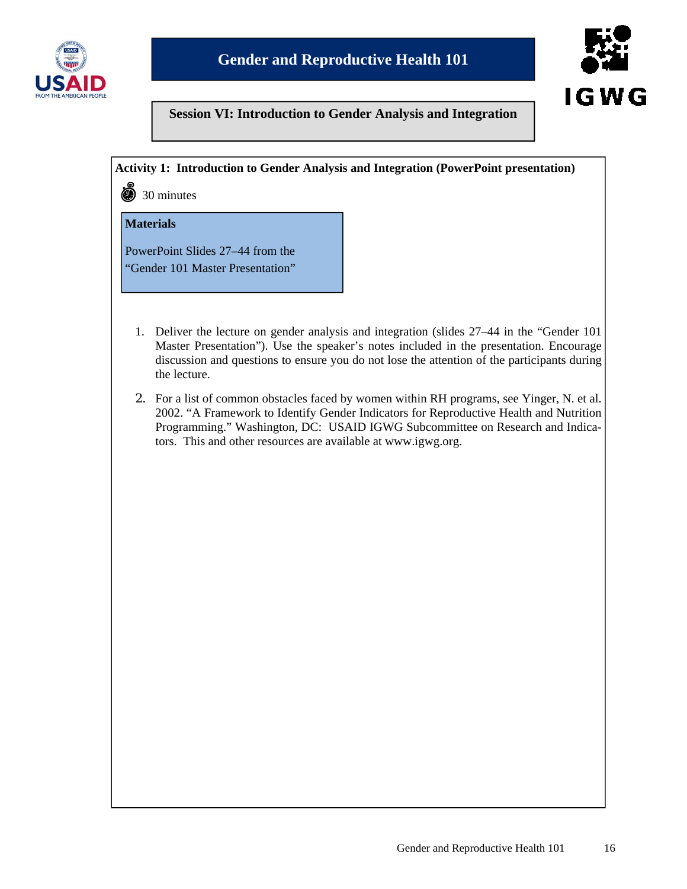## Session VI: Introduction to Gender Analysis and Integration

**Activity 1: Introduction to Gender Analysis and Integration (PowerPoint presentation)**

30 minutes

**Materials**

PowerPoint Slides 27–44 from the "Gender 101 Master Presentation"

1. Deliver the lecture on gender analysis and integration (slides 27–44 in the "Gender 101 Master Presentation"). Use the speaker's notes included in the presentation. Encourage discussion and questions to ensure you do not lose the attention of the participants during the lecture.
2. For a list of common obstacles faced by women within RH programs, see Yinger, N. et al. 2002. "A Framework to Identify Gender Indicators for Reproductive Health and Nutrition Programming." Washington, DC: USAID IGWG Subcommittee on Research and Indicators. This and other resources are available at www.igwg.org.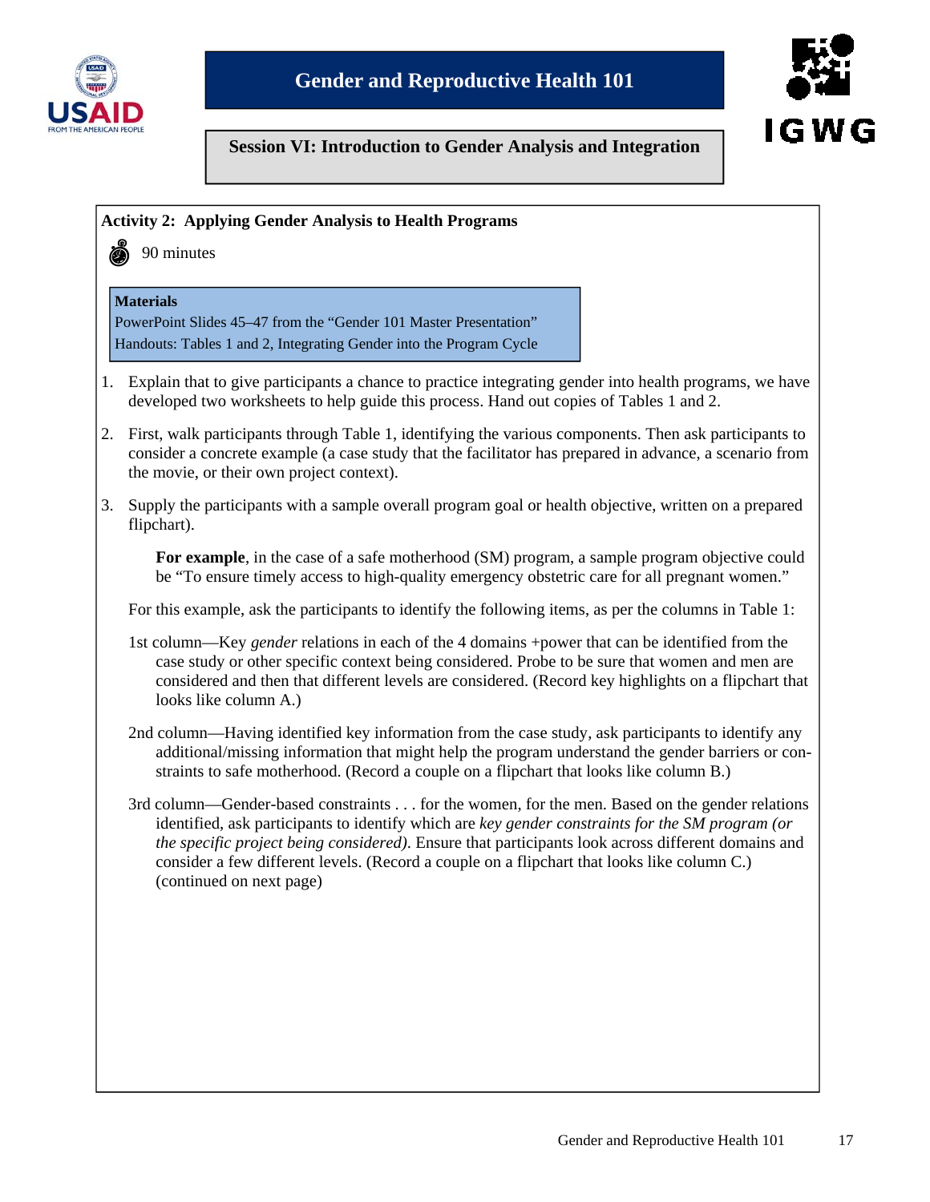# Gender and Reproductive Health 101

## Session VI: Introduction to Gender Analysis and Integration

### Activity 2: Applying Gender Analysis to Health Programs

90 minutes

**Materials**
PowerPoint Slides 45–47 from the "Gender 101 Master Presentation"
Handouts: Tables 1 and 2, Integrating Gender into the Program Cycle

1. Explain that to give participants a chance to practice integrating gender into health programs, we have developed two worksheets to help guide this process. Hand out copies of Tables 1 and 2.

2. First, walk participants through Table 1, identifying the various components. Then ask participants to consider a concrete example (a case study that the facilitator has prepared in advance, a scenario from the movie, or their own project context).

3. Supply the participants with a sample overall program goal or health objective, written on a prepared flipchart).

   **For example**, in the case of a safe motherhood (SM) program, a sample program objective could be "To ensure timely access to high-quality emergency obstetric care for all pregnant women."

   For this example, ask the participants to identify the following items, as per the columns in Table 1:

   1st column—Key *gender* relations in each of the 4 domains +power that can be identified from the case study or other specific context being considered. Probe to be sure that women and men are considered and then that different levels are considered. (Record key highlights on a flipchart that looks like column A.)

   2nd column—Having identified key information from the case study, ask participants to identify any additional/missing information that might help the program understand the gender barriers or constraints to safe motherhood. (Record a couple on a flipchart that looks like column B.)

   3rd column—Gender-based constraints . . . for the women, for the men. Based on the gender relations identified, ask participants to identify which are *key gender constraints for the SM program (or the specific project being considered)*. Ensure that participants look across different domains and consider a few different levels. (Record a couple on a flipchart that looks like column C.) (continued on next page)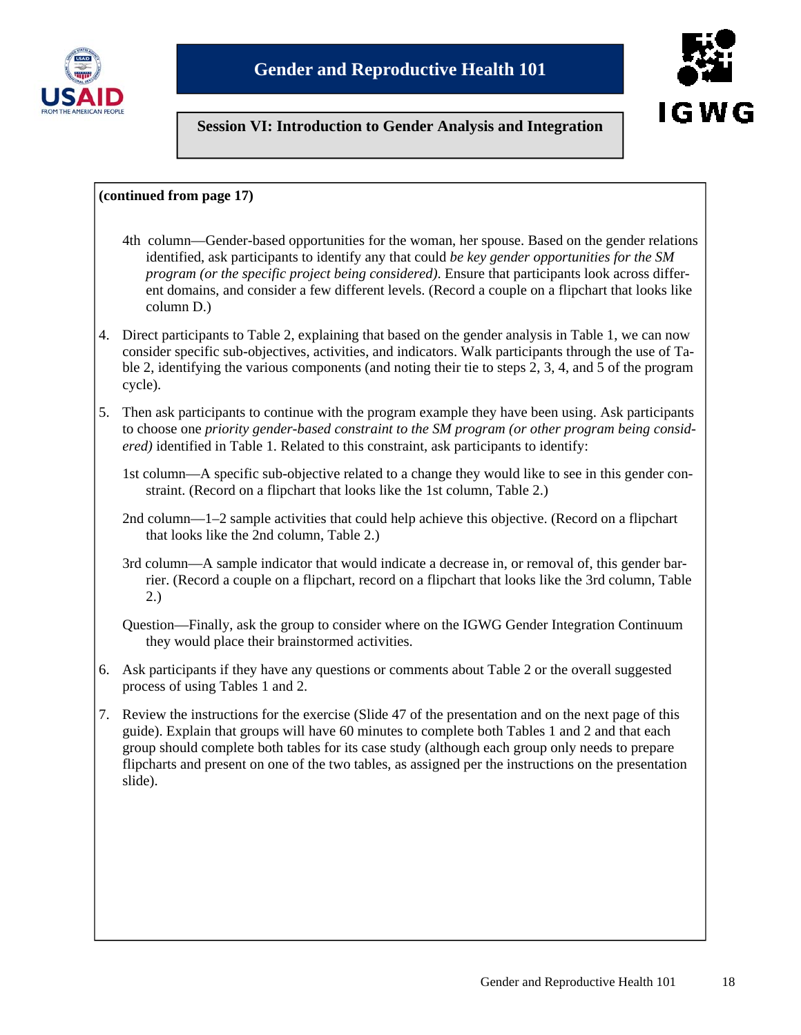**(continued from page 17)**

4th column—Gender-based opportunities for the woman, her spouse. Based on the gender relations identified, ask participants to identify any that could *be key gender opportunities for the SM program (or the specific project being considered)*. Ensure that participants look across different domains, and consider a few different levels. (Record a couple on a flipchart that looks like column D.)

4. Direct participants to Table 2, explaining that based on the gender analysis in Table 1, we can now consider specific sub-objectives, activities, and indicators. Walk participants through the use of Table 2, identifying the various components (and noting their tie to steps 2, 3, 4, and 5 of the program cycle).

5. Then ask participants to continue with the program example they have been using. Ask participants to choose one *priority gender-based constraint to the SM program (or other program being considered)* identified in Table 1. Related to this constraint, ask participants to identify:

   1st column—A specific sub-objective related to a change they would like to see in this gender constraint. (Record on a flipchart that looks like the 1st column, Table 2.)

   2nd column—1–2 sample activities that could help achieve this objective. (Record on a flipchart that looks like the 2nd column, Table 2.)

   3rd column—A sample indicator that would indicate a decrease in, or removal of, this gender barrier. (Record a couple on a flipchart, record on a flipchart that looks like the 3rd column, Table 2.)

   Question—Finally, ask the group to consider where on the IGWG Gender Integration Continuum they would place their brainstormed activities.

6. Ask participants if they have any questions or comments about Table 2 or the overall suggested process of using Tables 1 and 2.

7. Review the instructions for the exercise (Slide 47 of the presentation and on the next page of this guide). Explain that groups will have 60 minutes to complete both Tables 1 and 2 and that each group should complete both tables for its case study (although each group only needs to prepare flipcharts and present on one of the two tables, as assigned per the instructions on the presentation slide).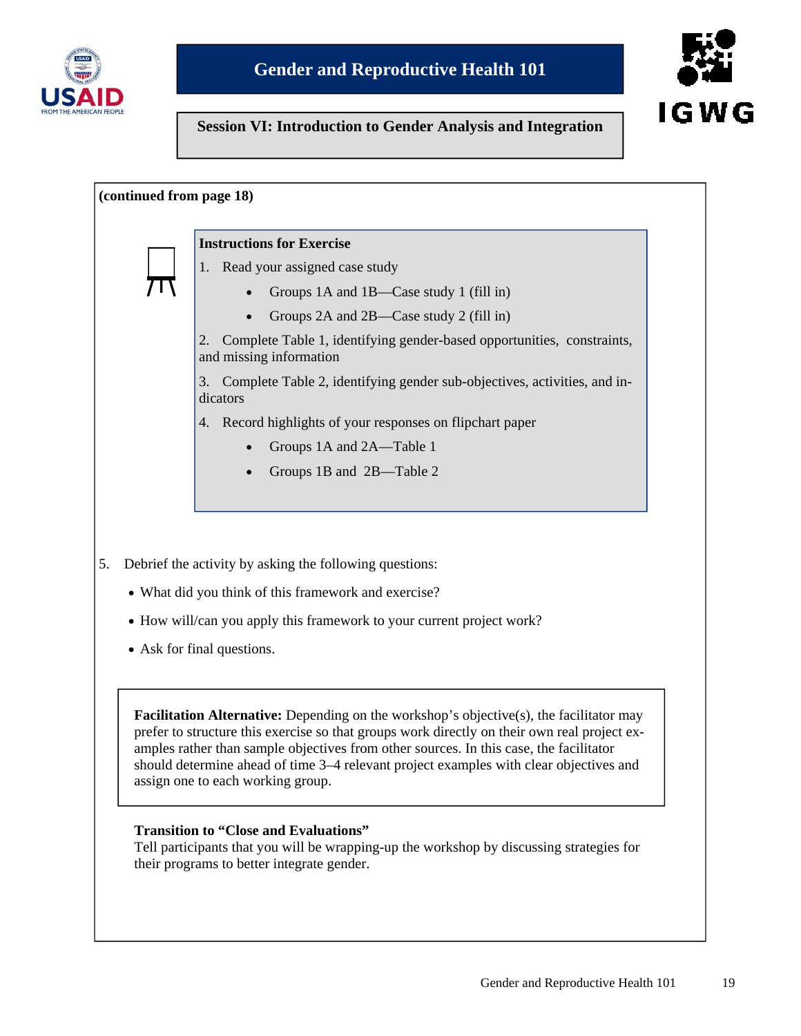## Session VI: Introduction to Gender Analysis and Integration

**(continued from page 18)**

**Instructions for Exercise**

1. Read your assigned case study
   - Groups 1A and 1B—Case study 1 (fill in)
   - Groups 2A and 2B—Case study 2 (fill in)
2. Complete Table 1, identifying gender-based opportunities, constraints, and missing information
3. Complete Table 2, identifying gender sub-objectives, activities, and indicators
4. Record highlights of your responses on flipchart paper
   - Groups 1A and 2A—Table 1
   - Groups 1B and 2B—Table 2

5. Debrief the activity by asking the following questions:
   - What did you think of this framework and exercise?
   - How will/can you apply this framework to your current project work?
   - Ask for final questions.

**Facilitation Alternative:** Depending on the workshop's objective(s), the facilitator may prefer to structure this exercise so that groups work directly on their own real project examples rather than sample objectives from other sources. In this case, the facilitator should determine ahead of time 3–4 relevant project examples with clear objectives and assign one to each working group.

**Transition to "Close and Evaluations"**

Tell participants that you will be wrapping-up the workshop by discussing strategies for their programs to better integrate gender.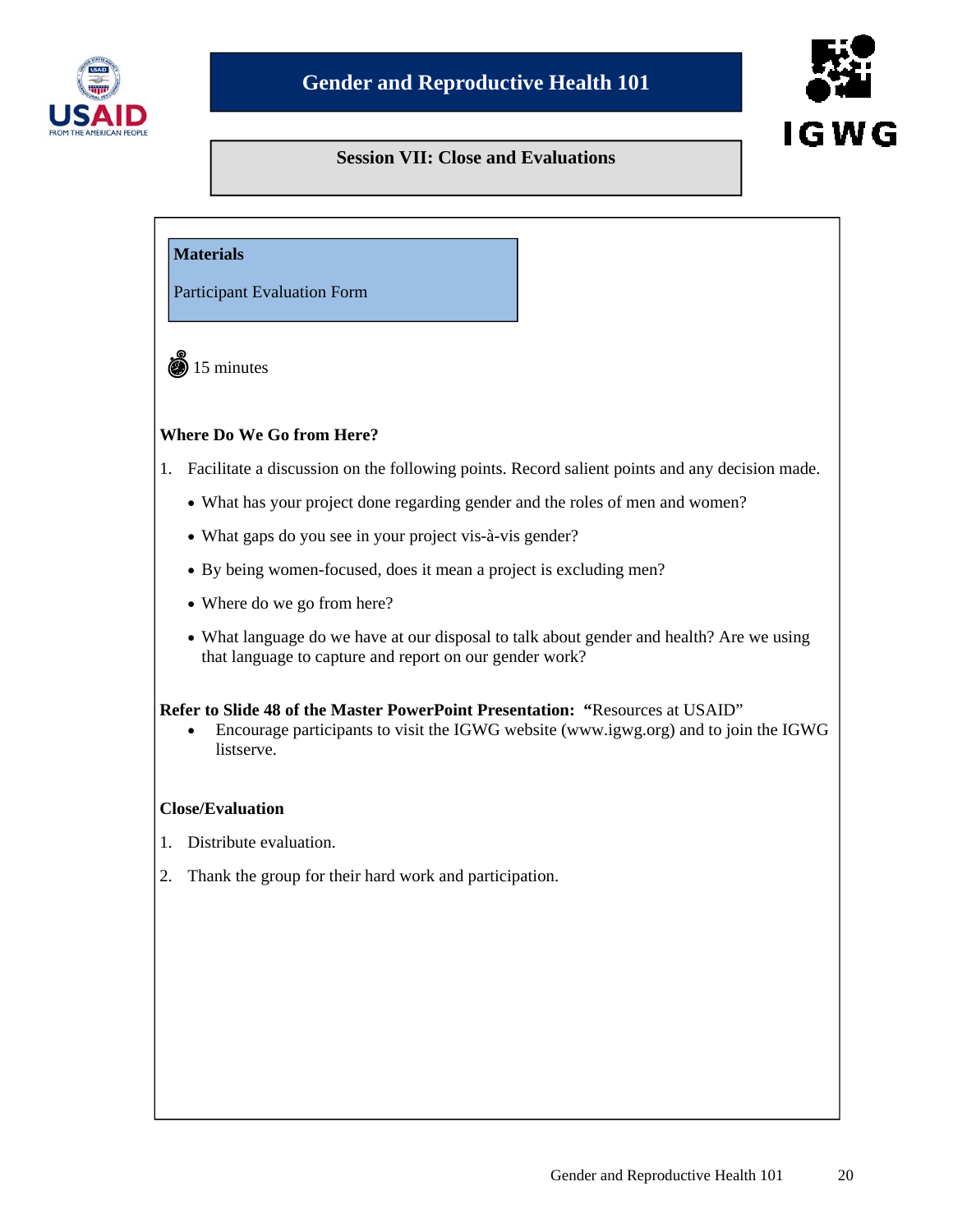# Gender and Reproductive Health 101

## Session VII: Close and Evaluations

**Materials**

Participant Evaluation Form

15 minutes

**Where Do We Go from Here?**

1. Facilitate a discussion on the following points. Record salient points and any decision made.
   - What has your project done regarding gender and the roles of men and women?
   - What gaps do you see in your project vis-à-vis gender?
   - By being women-focused, does it mean a project is excluding men?
   - Where do we go from here?
   - What language do we have at our disposal to talk about gender and health? Are we using that language to capture and report on our gender work?

**Refer to Slide 48 of the Master PowerPoint Presentation: "**Resources at USAID"

- Encourage participants to visit the IGWG website (www.igwg.org) and to join the IGWG listserve.

**Close/Evaluation**

1. Distribute evaluation.
2. Thank the group for their hard work and participation.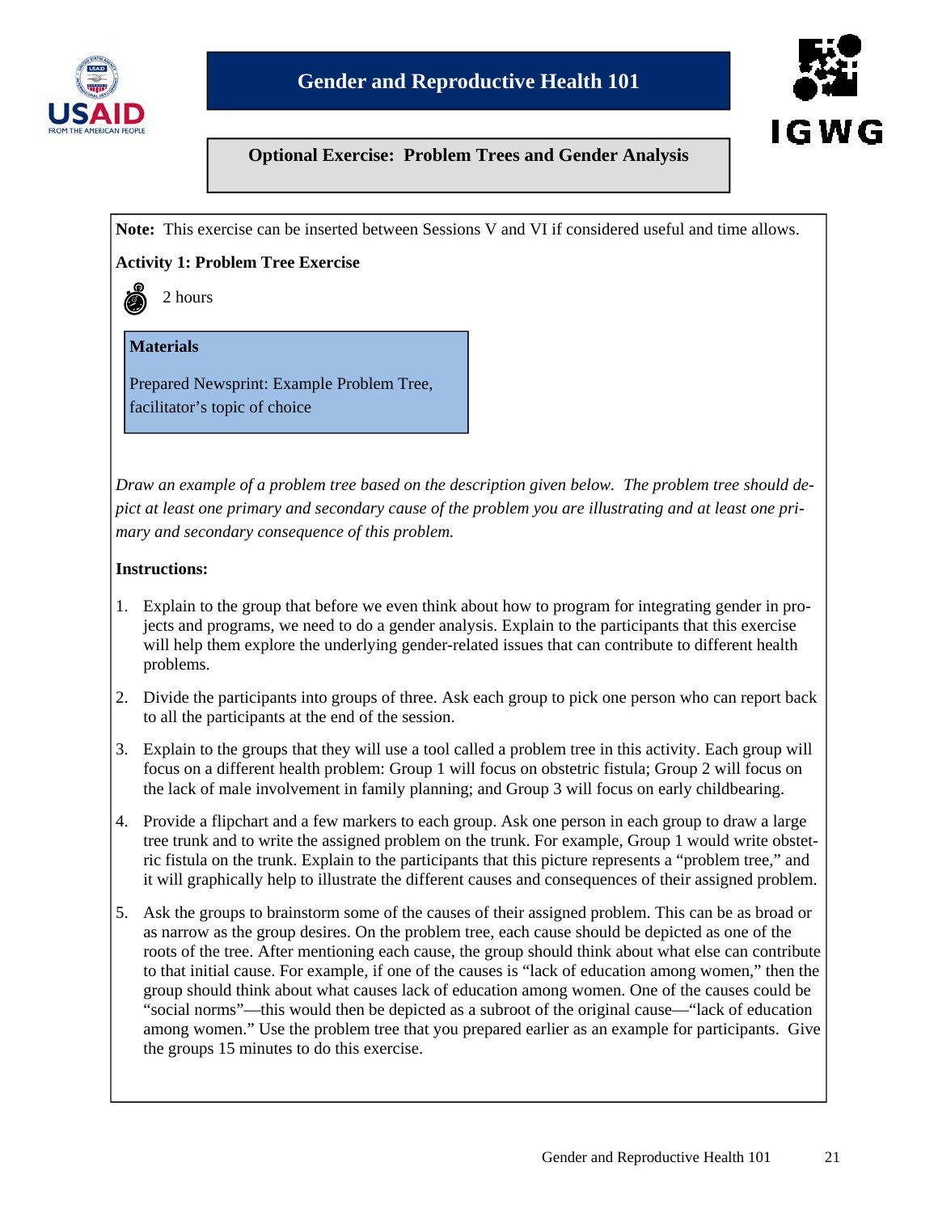# Gender and Reproductive Health 101

## Optional Exercise: Problem Trees and Gender Analysis

**Note:** This exercise can be inserted between Sessions V and VI if considered useful and time allows.

**Activity 1: Problem Tree Exercise**

2 hours

**Materials**

Prepared Newsprint: Example Problem Tree, facilitator's topic of choice

*Draw an example of a problem tree based on the description given below. The problem tree should depict at least one primary and secondary cause of the problem you are illustrating and at least one primary and secondary consequence of this problem.*

**Instructions:**

1. Explain to the group that before we even think about how to program for integrating gender in projects and programs, we need to do a gender analysis. Explain to the participants that this exercise will help them explore the underlying gender-related issues that can contribute to different health problems.

2. Divide the participants into groups of three. Ask each group to pick one person who can report back to all the participants at the end of the session.

3. Explain to the groups that they will use a tool called a problem tree in this activity. Each group will focus on a different health problem: Group 1 will focus on obstetric fistula; Group 2 will focus on the lack of male involvement in family planning; and Group 3 will focus on early childbearing.

4. Provide a flipchart and a few markers to each group. Ask one person in each group to draw a large tree trunk and to write the assigned problem on the trunk. For example, Group 1 would write obstetric fistula on the trunk. Explain to the participants that this picture represents a "problem tree," and it will graphically help to illustrate the different causes and consequences of their assigned problem.

5. Ask the groups to brainstorm some of the causes of their assigned problem. This can be as broad or as narrow as the group desires. On the problem tree, each cause should be depicted as one of the roots of the tree. After mentioning each cause, the group should think about what else can contribute to that initial cause. For example, if one of the causes is "lack of education among women," then the group should think about what causes lack of education among women. One of the causes could be "social norms"—this would then be depicted as a subroot of the original cause—"lack of education among women." Use the problem tree that you prepared earlier as an example for participants. Give the groups 15 minutes to do this exercise.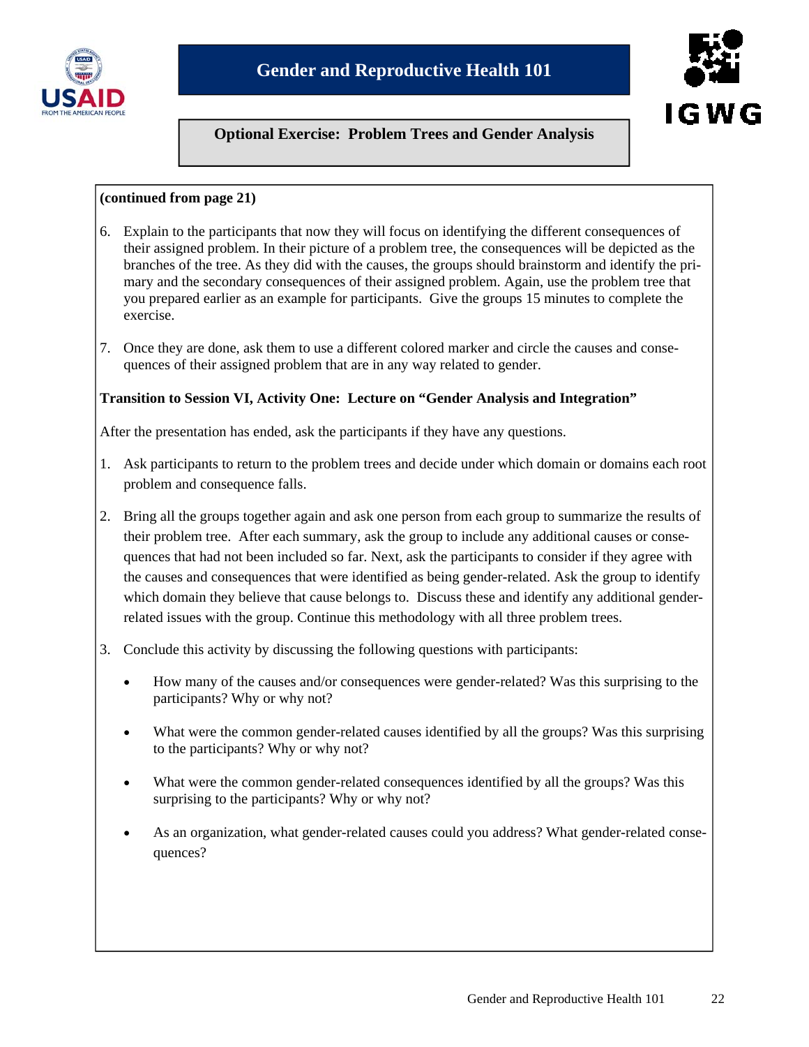## Optional Exercise: Problem Trees and Gender Analysis

**(continued from page 21)**

6. Explain to the participants that now they will focus on identifying the different consequences of their assigned problem. In their picture of a problem tree, the consequences will be depicted as the branches of the tree. As they did with the causes, the groups should brainstorm and identify the primary and the secondary consequences of their assigned problem. Again, use the problem tree that you prepared earlier as an example for participants. Give the groups 15 minutes to complete the exercise.

7. Once they are done, ask them to use a different colored marker and circle the causes and consequences of their assigned problem that are in any way related to gender.

**Transition to Session VI, Activity One: Lecture on "Gender Analysis and Integration"**

After the presentation has ended, ask the participants if they have any questions.

1. Ask participants to return to the problem trees and decide under which domain or domains each root problem and consequence falls.

2. Bring all the groups together again and ask one person from each group to summarize the results of their problem tree. After each summary, ask the group to include any additional causes or consequences that had not been included so far. Next, ask the participants to consider if they agree with the causes and consequences that were identified as being gender-related. Ask the group to identify which domain they believe that cause belongs to. Discuss these and identify any additional gender-related issues with the group. Continue this methodology with all three problem trees.

3. Conclude this activity by discussing the following questions with participants:

    - How many of the causes and/or consequences were gender-related? Was this surprising to the participants? Why or why not?
    - What were the common gender-related causes identified by all the groups? Was this surprising to the participants? Why or why not?
    - What were the common gender-related consequences identified by all the groups? Was this surprising to the participants? Why or why not?
    - As an organization, what gender-related causes could you address? What gender-related consequences?